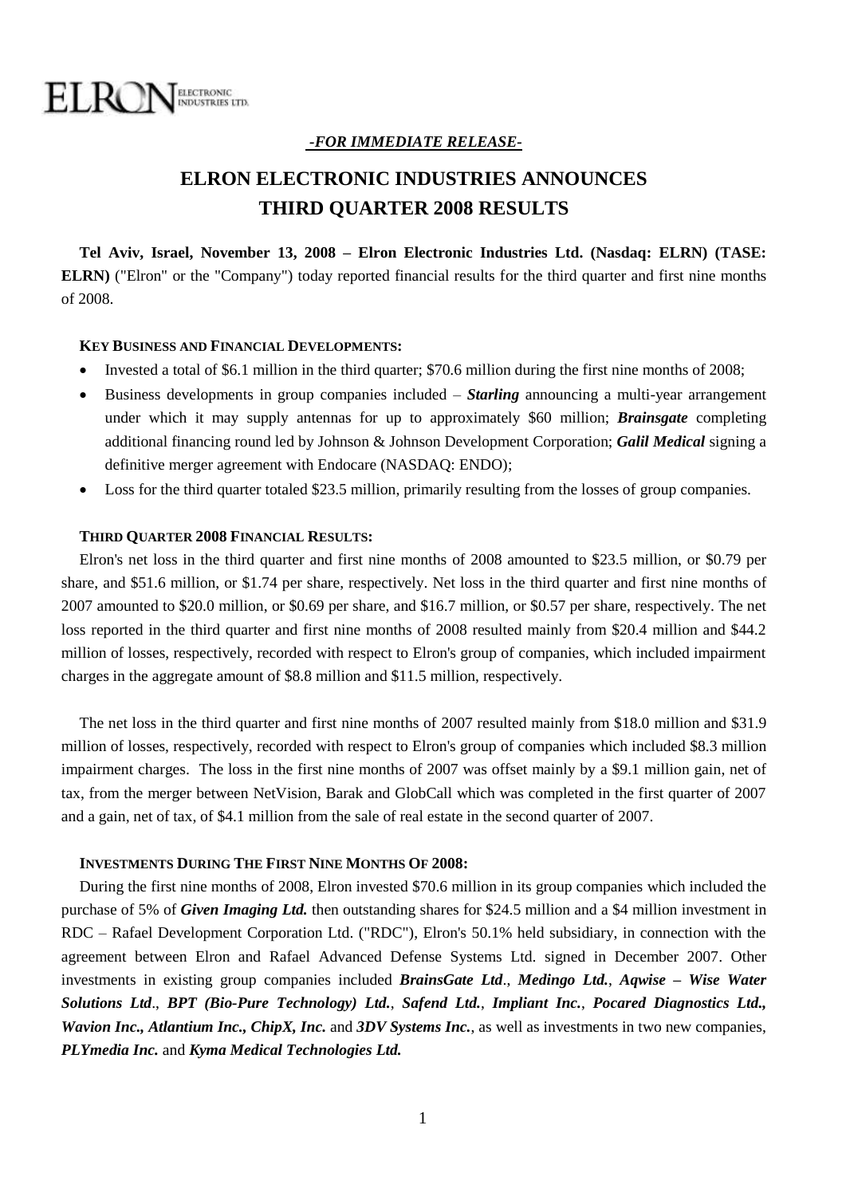ELRON ELECTRONIC INDUSTRIES LTD.

*-FOR IMMEDIATE RELEASE-*

# ELRON ELECTRONIC INDUSTRIES ANNOUNCES THIRD QUARTER 2008 RESULTS

**Tel Aviv, Israel, November 13, 2008 – Elron Electronic Industries Ltd. (Nasdaq: ELRN) (TASE: ELRN)** ("Elron" or the "Company") today reported financial results for the third quarter and first nine months of 2008.

### KEY BUSINESS AND FINANCIAL DEVELOPMENTS:

- Invested a total of $6.1 million in the third quarter; $70.6 million during the first nine months of 2008;
- Business developments in group companies included – ***Starling*** announcing a multi-year arrangement under which it may supply antennas for up to approximately $60 million; ***Brainsgate*** completing additional financing round led by Johnson & Johnson Development Corporation; ***Galil Medical*** signing a definitive merger agreement with Endocare (NASDAQ: ENDO);
- Loss for the third quarter totaled $23.5 million, primarily resulting from the losses of group companies.

### THIRD QUARTER 2008 FINANCIAL RESULTS:

Elron's net loss in the third quarter and first nine months of 2008 amounted to $23.5 million, or $0.79 per share, and $51.6 million, or $1.74 per share, respectively. Net loss in the third quarter and first nine months of 2007 amounted to $20.0 million, or $0.69 per share, and $16.7 million, or $0.57 per share, respectively. The net loss reported in the third quarter and first nine months of 2008 resulted mainly from $20.4 million and $44.2 million of losses, respectively, recorded with respect to Elron's group of companies, which included impairment charges in the aggregate amount of $8.8 million and $11.5 million, respectively.

The net loss in the third quarter and first nine months of 2007 resulted mainly from $18.0 million and $31.9 million of losses, respectively, recorded with respect to Elron's group of companies which included $8.3 million impairment charges. The loss in the first nine months of 2007 was offset mainly by a $9.1 million gain, net of tax, from the merger between NetVision, Barak and GlobCall which was completed in the first quarter of 2007 and a gain, net of tax, of $4.1 million from the sale of real estate in the second quarter of 2007.

### INVESTMENTS DURING THE FIRST NINE MONTHS OF 2008:

During the first nine months of 2008, Elron invested $70.6 million in its group companies which included the purchase of 5% of ***Given Imaging Ltd.*** then outstanding shares for $24.5 million and a $4 million investment in RDC – Rafael Development Corporation Ltd. ("RDC"), Elron's 50.1% held subsidiary, in connection with the agreement between Elron and Rafael Advanced Defense Systems Ltd. signed in December 2007. Other investments in existing group companies included ***BrainsGate Ltd***., ***Medingo Ltd.***, ***Aqwise – Wise Water Solutions Ltd***., ***BPT (Bio-Pure Technology) Ltd.***, ***Safend Ltd.***, ***Impliant Inc.***, ***Pocared Diagnostics Ltd., Wavion Inc., Atlantium Inc., ChipX, Inc.*** and ***3DV Systems Inc.***, as well as investments in two new companies, ***PLYmedia Inc.*** and ***Kyma Medical Technologies Ltd.***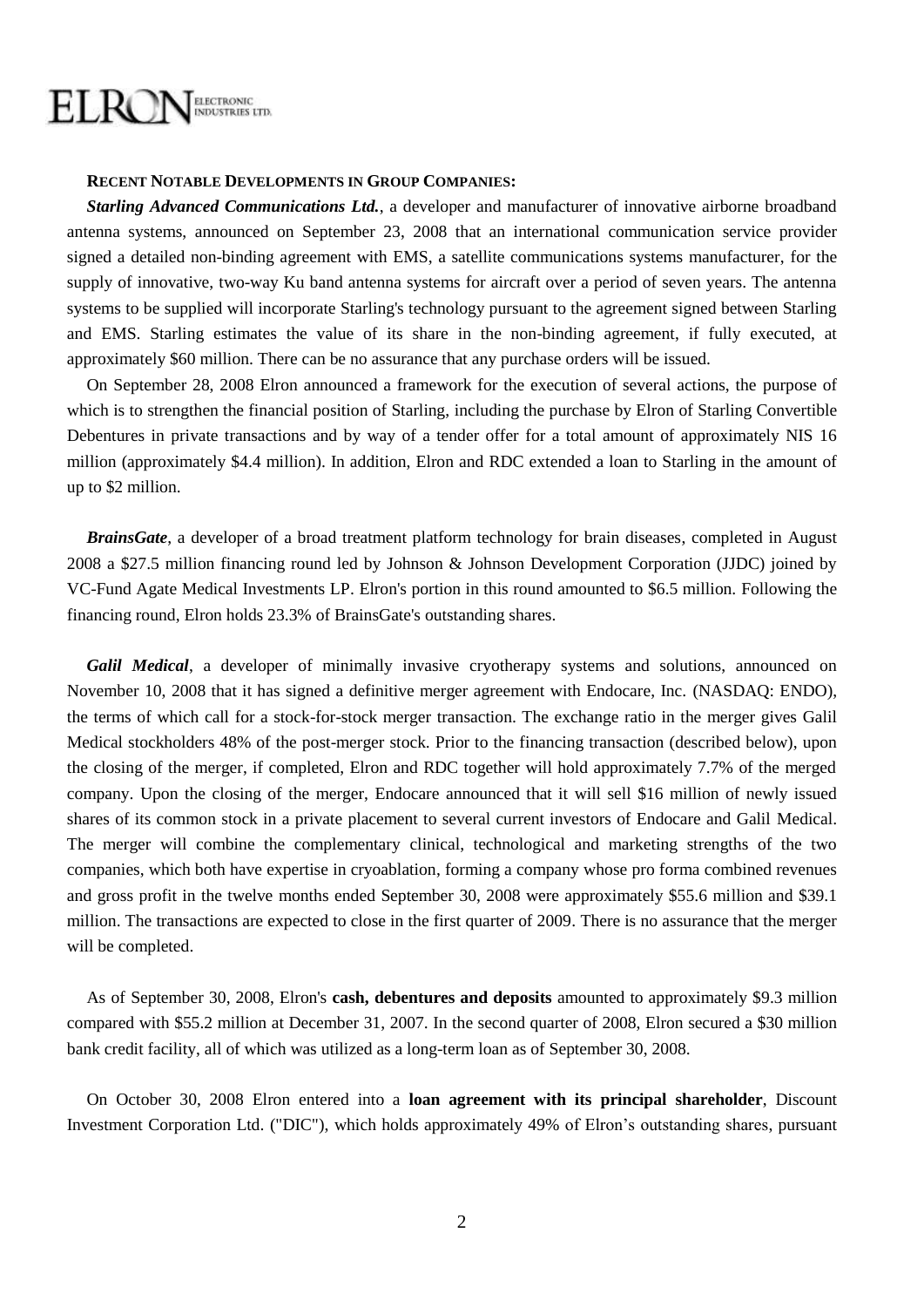**RECENT NOTABLE DEVELOPMENTS IN GROUP COMPANIES:**

***Starling Advanced Communications Ltd.***, a developer and manufacturer of innovative airborne broadband antenna systems, announced on September 23, 2008 that an international communication service provider signed a detailed non-binding agreement with EMS, a satellite communications systems manufacturer, for the supply of innovative, two-way Ku band antenna systems for aircraft over a period of seven years. The antenna systems to be supplied will incorporate Starling's technology pursuant to the agreement signed between Starling and EMS. Starling estimates the value of its share in the non-binding agreement, if fully executed, at approximately $60 million. There can be no assurance that any purchase orders will be issued.

On September 28, 2008 Elron announced a framework for the execution of several actions, the purpose of which is to strengthen the financial position of Starling, including the purchase by Elron of Starling Convertible Debentures in private transactions and by way of a tender offer for a total amount of approximately NIS 16 million (approximately $4.4 million). In addition, Elron and RDC extended a loan to Starling in the amount of up to $2 million.

***BrainsGate***, a developer of a broad treatment platform technology for brain diseases, completed in August 2008 a $27.5 million financing round led by Johnson & Johnson Development Corporation (JJDC) joined by VC-Fund Agate Medical Investments LP. Elron's portion in this round amounted to $6.5 million. Following the financing round, Elron holds 23.3% of BrainsGate's outstanding shares.

***Galil Medical***, a developer of minimally invasive cryotherapy systems and solutions, announced on November 10, 2008 that it has signed a definitive merger agreement with Endocare, Inc. (NASDAQ: ENDO), the terms of which call for a stock-for-stock merger transaction. The exchange ratio in the merger gives Galil Medical stockholders 48% of the post-merger stock. Prior to the financing transaction (described below), upon the closing of the merger, if completed, Elron and RDC together will hold approximately 7.7% of the merged company. Upon the closing of the merger, Endocare announced that it will sell $16 million of newly issued shares of its common stock in a private placement to several current investors of Endocare and Galil Medical. The merger will combine the complementary clinical, technological and marketing strengths of the two companies, which both have expertise in cryoablation, forming a company whose pro forma combined revenues and gross profit in the twelve months ended September 30, 2008 were approximately $55.6 million and $39.1 million. The transactions are expected to close in the first quarter of 2009. There is no assurance that the merger will be completed.

As of September 30, 2008, Elron's **cash, debentures and deposits** amounted to approximately $9.3 million compared with $55.2 million at December 31, 2007. In the second quarter of 2008, Elron secured a $30 million bank credit facility, all of which was utilized as a long-term loan as of September 30, 2008.

On October 30, 2008 Elron entered into a **loan agreement with its principal shareholder**, Discount Investment Corporation Ltd. ("DIC"), which holds approximately 49% of Elron's outstanding shares, pursuant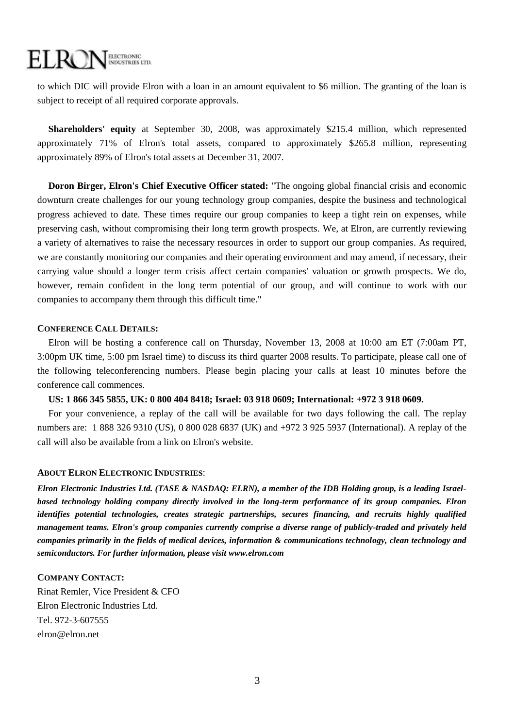to which DIC will provide Elron with a loan in an amount equivalent to $6 million. The granting of the loan is subject to receipt of all required corporate approvals.

**Shareholders' equity** at September 30, 2008, was approximately $215.4 million, which represented approximately 71% of Elron's total assets, compared to approximately $265.8 million, representing approximately 89% of Elron's total assets at December 31, 2007.

**Doron Birger, Elron's Chief Executive Officer stated:** "The ongoing global financial crisis and economic downturn create challenges for our young technology group companies, despite the business and technological progress achieved to date. These times require our group companies to keep a tight rein on expenses, while preserving cash, without compromising their long term growth prospects. We, at Elron, are currently reviewing a variety of alternatives to raise the necessary resources in order to support our group companies. As required, we are constantly monitoring our companies and their operating environment and may amend, if necessary, their carrying value should a longer term crisis affect certain companies' valuation or growth prospects. We do, however, remain confident in the long term potential of our group, and will continue to work with our companies to accompany them through this difficult time."

**CONFERENCE CALL DETAILS:**

Elron will be hosting a conference call on Thursday, November 13, 2008 at 10:00 am ET (7:00am PT, 3:00pm UK time, 5:00 pm Israel time) to discuss its third quarter 2008 results. To participate, please call one of the following teleconferencing numbers. Please begin placing your calls at least 10 minutes before the conference call commences.

**US: 1 866 345 5855, UK: 0 800 404 8418; Israel: 03 918 0609; International: +972 3 918 0609.**

For your convenience, a replay of the call will be available for two days following the call. The replay numbers are: 1 888 326 9310 (US), 0 800 028 6837 (UK) and +972 3 925 5937 (International). A replay of the call will also be available from a link on Elron's website.

**ABOUT ELRON ELECTRONIC INDUSTRIES**:

***Elron Electronic Industries Ltd. (TASE & NASDAQ: ELRN), a member of the IDB Holding group, is a leading Israel-based technology holding company directly involved in the long-term performance of its group companies. Elron identifies potential technologies, creates strategic partnerships, secures financing, and recruits highly qualified management teams. Elron's group companies currently comprise a diverse range of publicly-traded and privately held companies primarily in the fields of medical devices, information & communications technology, clean technology and semiconductors. For further information, please visit www.elron.com***

**COMPANY CONTACT:**

Rinat Remler, Vice President & CFO
Elron Electronic Industries Ltd.
Tel. 972-3-607555
elron@elron.net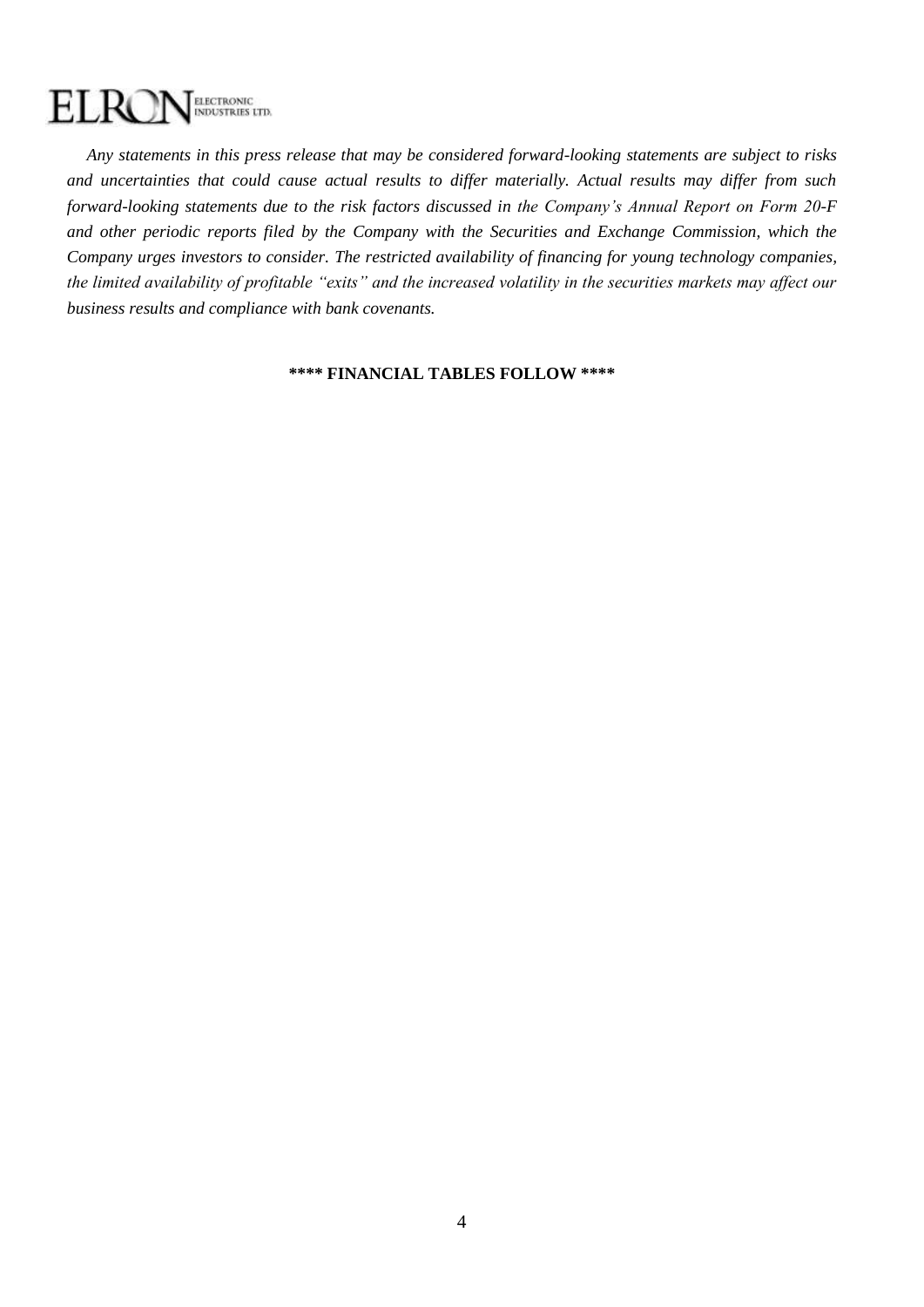*Any statements in this press release that may be considered forward-looking statements are subject to risks and uncertainties that could cause actual results to differ materially. Actual results may differ from such forward-looking statements due to the risk factors discussed in the Company's Annual Report on Form 20-F and other periodic reports filed by the Company with the Securities and Exchange Commission, which the Company urges investors to consider. The restricted availability of financing for young technology companies, the limited availability of profitable "exits" and the increased volatility in the securities markets may affect our business results and compliance with bank covenants.*

**\*\*\*\* FINANCIAL TABLES FOLLOW \*\*\*\***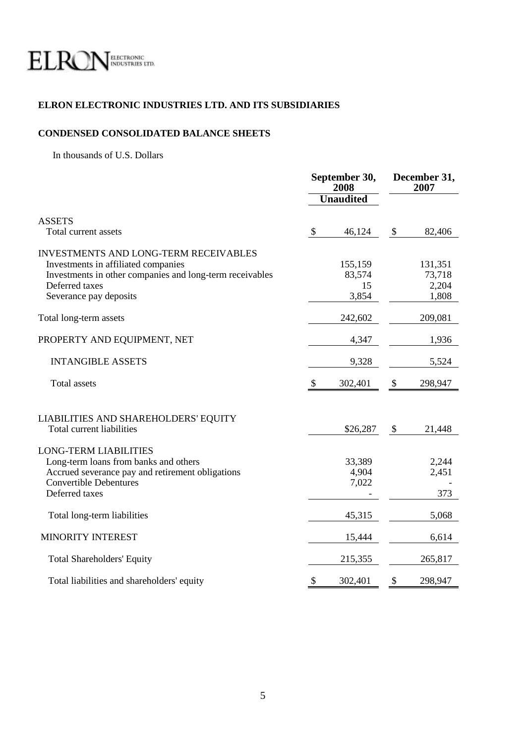ELRON ELECTRONIC INDUSTRIES LTD.

**ELRON ELECTRONIC INDUSTRIES LTD. AND ITS SUBSIDIARIES**

**CONDENSED CONSOLIDATED BALANCE SHEETS**

In thousands of U.S. Dollars

| | September 30, 2008 | December 31, 2007 |
|---|---|---|
| | Unaudited | |
| ASSETS | | |
| Total current assets | $ 46,124 | $ 82,406 |
| INVESTMENTS AND LONG-TERM RECEIVABLES | | |
| Investments in affiliated companies | 155,159 | 131,351 |
| Investments in other companies and long-term receivables | 83,574 | 73,718 |
| Deferred taxes | 15 | 2,204 |
| Severance pay deposits | 3,854 | 1,808 |
| Total long-term assets | 242,602 | 209,081 |
| PROPERTY AND EQUIPMENT, NET | 4,347 | 1,936 |
| INTANGIBLE ASSETS | 9,328 | 5,524 |
| Total assets | $ 302,401 | $ 298,947 |
| LIABILITIES AND SHAREHOLDERS' EQUITY | | |
| Total current liabilities | $26,287 | $ 21,448 |
| LONG-TERM LIABILITIES | | |
| Long-term loans from banks and others | 33,389 | 2,244 |
| Accrued severance pay and retirement obligations | 4,904 | 2,451 |
| Convertible Debentures | 7,022 | - |
| Deferred taxes | - | 373 |
| Total long-term liabilities | 45,315 | 5,068 |
| MINORITY INTEREST | 15,444 | 6,614 |
| Total Shareholders' Equity | 215,355 | 265,817 |
| Total liabilities and shareholders' equity | $ 302,401 | $ 298,947 |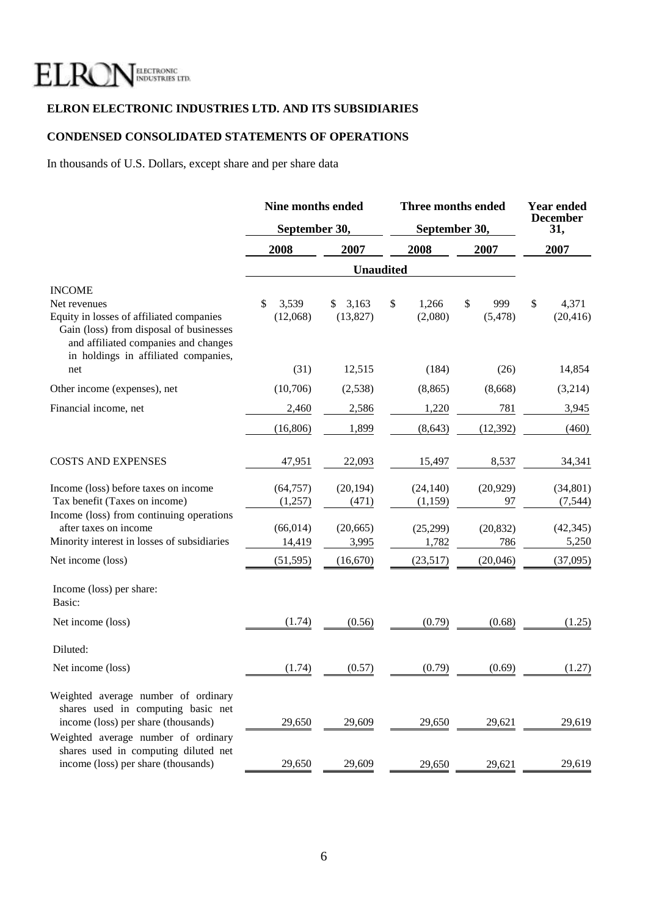ELRON ELECTRONIC INDUSTRIES LTD.

**ELRON ELECTRONIC INDUSTRIES LTD. AND ITS SUBSIDIARIES**

**CONDENSED CONSOLIDATED STATEMENTS OF OPERATIONS**

In thousands of U.S. Dollars, except share and per share data

| | Nine months ended September 30, | | Three months ended September 30, | | Year ended December 31, |
|---|---|---|---|---|---|
| | 2008 | 2007 | 2008 | 2007 | 2007 |
| | Unaudited | | | | |
| INCOME | | | | | |
| Net revenues | $ 3,539 | $ 3,163 | $ 1,266 | $ 999 | $ 4,371 |
| Equity in losses of affiliated companies | (12,068) | (13,827) | (2,080) | (5,478) | (20,416) |
| Gain (loss) from disposal of businesses and affiliated companies and changes in holdings in affiliated companies, net | (31) | 12,515 | (184) | (26) | 14,854 |
| Other income (expenses), net | (10,706) | (2,538) | (8,865) | (8,668) | (3,214) |
| Financial income, net | 2,460 | 2,586 | 1,220 | 781 | 3,945 |
| | (16,806) | 1,899 | (8,643) | (12,392) | (460) |
| COSTS AND EXPENSES | 47,951 | 22,093 | 15,497 | 8,537 | 34,341 |
| Income (loss) before taxes on income | (64,757) | (20,194) | (24,140) | (20,929) | (34,801) |
| Tax benefit (Taxes on income) | (1,257) | (471) | (1,159) | 97 | (7,544) |
| Income (loss) from continuing operations after taxes on income | (66,014) | (20,665) | (25,299) | (20,832) | (42,345) |
| Minority interest in losses of subsidiaries | 14,419 | 3,995 | 1,782 | 786 | 5,250 |
| Net income (loss) | (51,595) | (16,670) | (23,517) | (20,046) | (37,095) |
| Income (loss) per share: | | | | | |
| Basic: | | | | | |
| Net income (loss) | (1.74) | (0.56) | (0.79) | (0.68) | (1.25) |
| Diluted: | | | | | |
| Net income (loss) | (1.74) | (0.57) | (0.79) | (0.69) | (1.27) |
| Weighted average number of ordinary shares used in computing basic net income (loss) per share (thousands) | 29,650 | 29,609 | 29,650 | 29,621 | 29,619 |
| Weighted average number of ordinary shares used in computing diluted net income (loss) per share (thousands) | 29,650 | 29,609 | 29,650 | 29,621 | 29,619 |